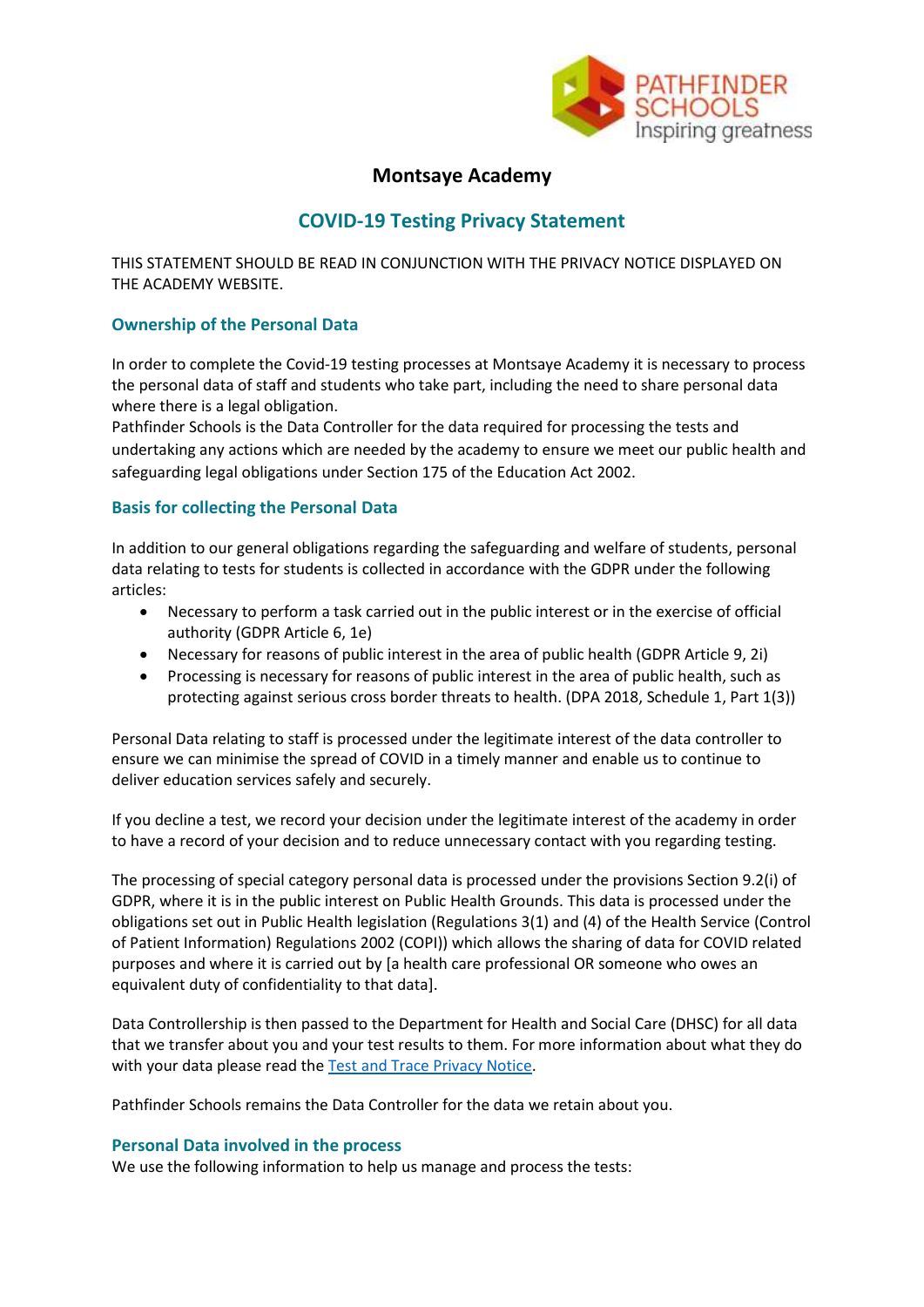# Montsaye Academy

## COVID-19 Testing Privacy Statement

THIS STATEMENT SHOULD BE READ IN CONJUNCTION WITH THE PRIVACY NOTICE DISPLAYED ON THE ACADEMY WEBSITE.

### Ownership of the Personal Data

In order to complete the Covid-19 testing processes at Montsaye Academy it is necessary to process the personal data of staff and students who take part, including the need to share personal data where there is a legal obligation.
Pathfinder Schools is the Data Controller for the data required for processing the tests and undertaking any actions which are needed by the academy to ensure we meet our public health and safeguarding legal obligations under Section 175 of the Education Act 2002.

### Basis for collecting the Personal Data

In addition to our general obligations regarding the safeguarding and welfare of students, personal data relating to tests for students is collected in accordance with the GDPR under the following articles:

- Necessary to perform a task carried out in the public interest or in the exercise of official authority (GDPR Article 6, 1e)
- Necessary for reasons of public interest in the area of public health (GDPR Article 9, 2i)
- Processing is necessary for reasons of public interest in the area of public health, such as protecting against serious cross border threats to health. (DPA 2018, Schedule 1, Part 1(3))

Personal Data relating to staff is processed under the legitimate interest of the data controller to ensure we can minimise the spread of COVID in a timely manner and enable us to continue to deliver education services safely and securely.

If you decline a test, we record your decision under the legitimate interest of the academy in order to have a record of your decision and to reduce unnecessary contact with you regarding testing.

The processing of special category personal data is processed under the provisions Section 9.2(i) of GDPR, where it is in the public interest on Public Health Grounds. This data is processed under the obligations set out in Public Health legislation (Regulations 3(1) and (4) of the Health Service (Control of Patient Information) Regulations 2002 (COPI)) which allows the sharing of data for COVID related purposes and where it is carried out by [a health care professional OR someone who owes an equivalent duty of confidentiality to that data].

Data Controllership is then passed to the Department for Health and Social Care (DHSC) for all data that we transfer about you and your test results to them. For more information about what they do with your data please read the Test and Trace Privacy Notice.

Pathfinder Schools remains the Data Controller for the data we retain about you.

### Personal Data involved in the process

We use the following information to help us manage and process the tests: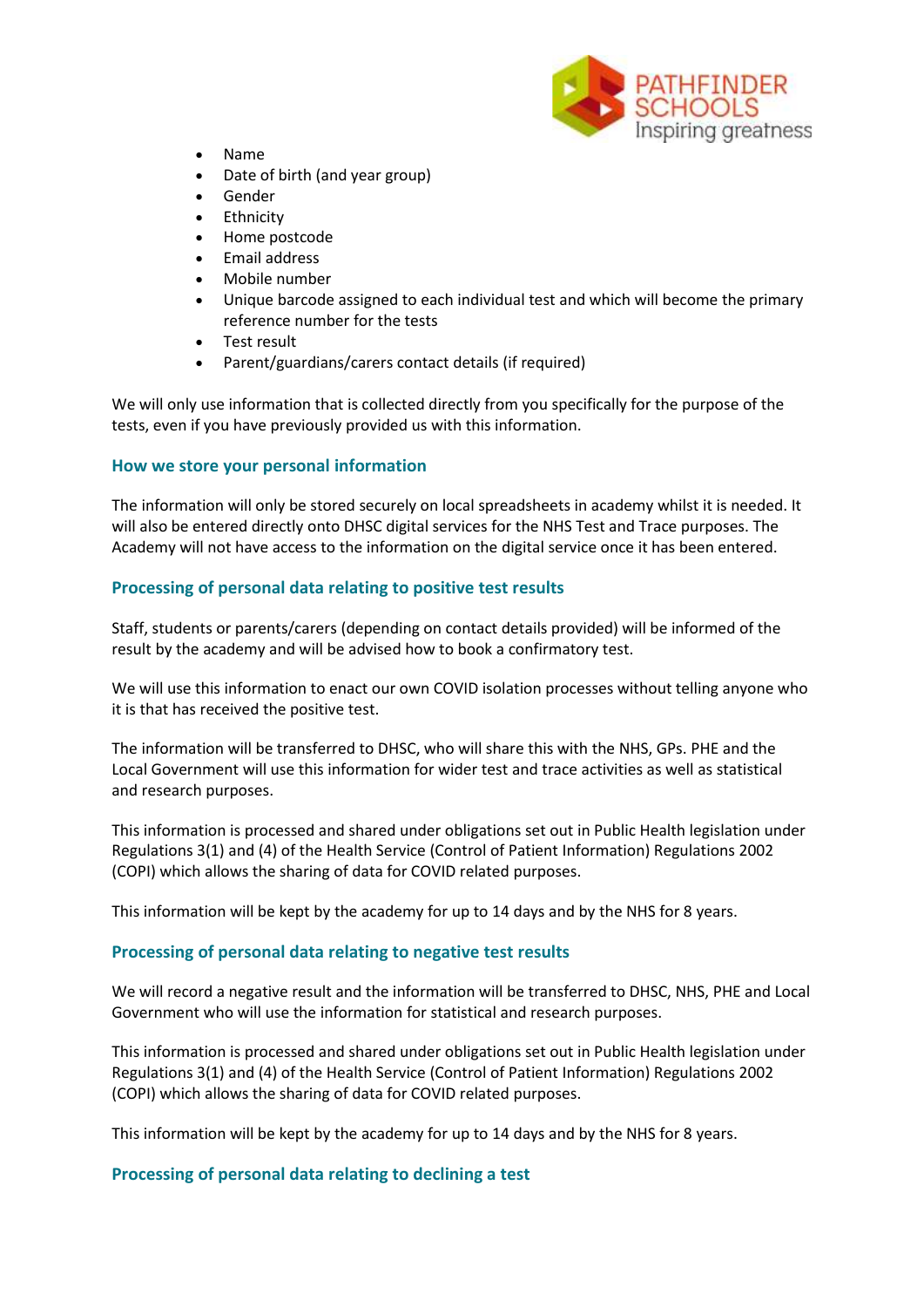- Name
- Date of birth (and year group)
- Gender
- Ethnicity
- Home postcode
- Email address
- Mobile number
- Unique barcode assigned to each individual test and which will become the primary reference number for the tests
- Test result
- Parent/guardians/carers contact details (if required)

We will only use information that is collected directly from you specifically for the purpose of the tests, even if you have previously provided us with this information.

### How we store your personal information

The information will only be stored securely on local spreadsheets in academy whilst it is needed. It will also be entered directly onto DHSC digital services for the NHS Test and Trace purposes. The Academy will not have access to the information on the digital service once it has been entered.

### Processing of personal data relating to positive test results

Staff, students or parents/carers (depending on contact details provided) will be informed of the result by the academy and will be advised how to book a confirmatory test.

We will use this information to enact our own COVID isolation processes without telling anyone who it is that has received the positive test.

The information will be transferred to DHSC, who will share this with the NHS, GPs. PHE and the Local Government will use this information for wider test and trace activities as well as statistical and research purposes.

This information is processed and shared under obligations set out in Public Health legislation under Regulations 3(1) and (4) of the Health Service (Control of Patient Information) Regulations 2002 (COPI) which allows the sharing of data for COVID related purposes.

This information will be kept by the academy for up to 14 days and by the NHS for 8 years.

### Processing of personal data relating to negative test results

We will record a negative result and the information will be transferred to DHSC, NHS, PHE and Local Government who will use the information for statistical and research purposes.

This information is processed and shared under obligations set out in Public Health legislation under Regulations 3(1) and (4) of the Health Service (Control of Patient Information) Regulations 2002 (COPI) which allows the sharing of data for COVID related purposes.

This information will be kept by the academy for up to 14 days and by the NHS for 8 years.

### Processing of personal data relating to declining a test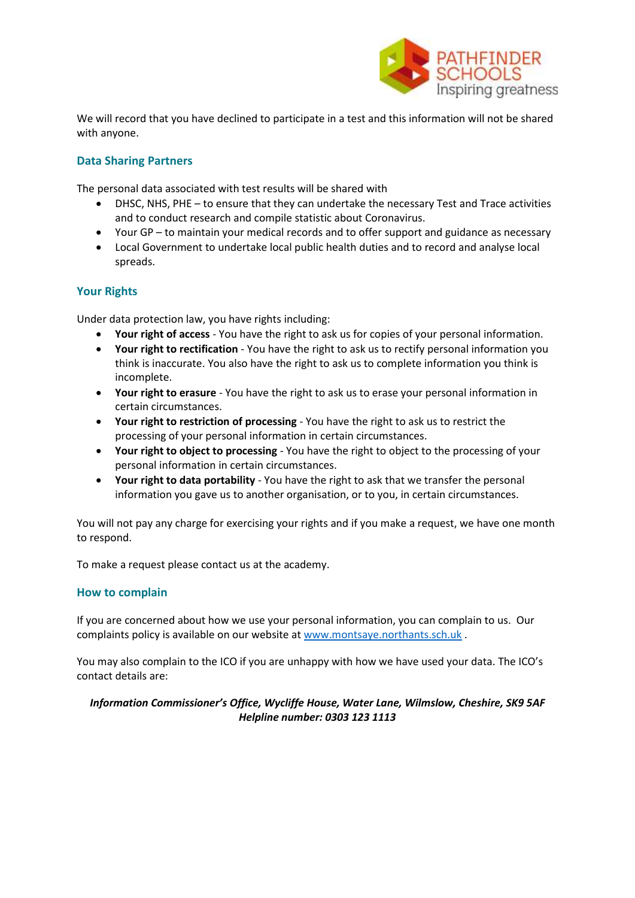We will record that you have declined to participate in a test and this information will not be shared with anyone.

### Data Sharing Partners

The personal data associated with test results will be shared with

- DHSC, NHS, PHE – to ensure that they can undertake the necessary Test and Trace activities and to conduct research and compile statistic about Coronavirus.
- Your GP – to maintain your medical records and to offer support and guidance as necessary
- Local Government to undertake local public health duties and to record and analyse local spreads.

### Your Rights

Under data protection law, you have rights including:

- **Your right of access** - You have the right to ask us for copies of your personal information.
- **Your right to rectification** - You have the right to ask us to rectify personal information you think is inaccurate. You also have the right to ask us to complete information you think is incomplete.
- **Your right to erasure** - You have the right to ask us to erase your personal information in certain circumstances.
- **Your right to restriction of processing** - You have the right to ask us to restrict the processing of your personal information in certain circumstances.
- **Your right to object to processing** - You have the right to object to the processing of your personal information in certain circumstances.
- **Your right to data portability** - You have the right to ask that we transfer the personal information you gave us to another organisation, or to you, in certain circumstances.

You will not pay any charge for exercising your rights and if you make a request, we have one month to respond.

To make a request please contact us at the academy.

### How to complain

If you are concerned about how we use your personal information, you can complain to us. Our complaints policy is available on our website at [www.montsaye.northants.sch.uk](http://www.montsaye.northants.sch.uk) .

You may also complain to the ICO if you are unhappy with how we have used your data. The ICO's contact details are:

***Information Commissioner's Office, Wycliffe House, Water Lane, Wilmslow, Cheshire, SK9 5AF***
***Helpline number: 0303 123 1113***